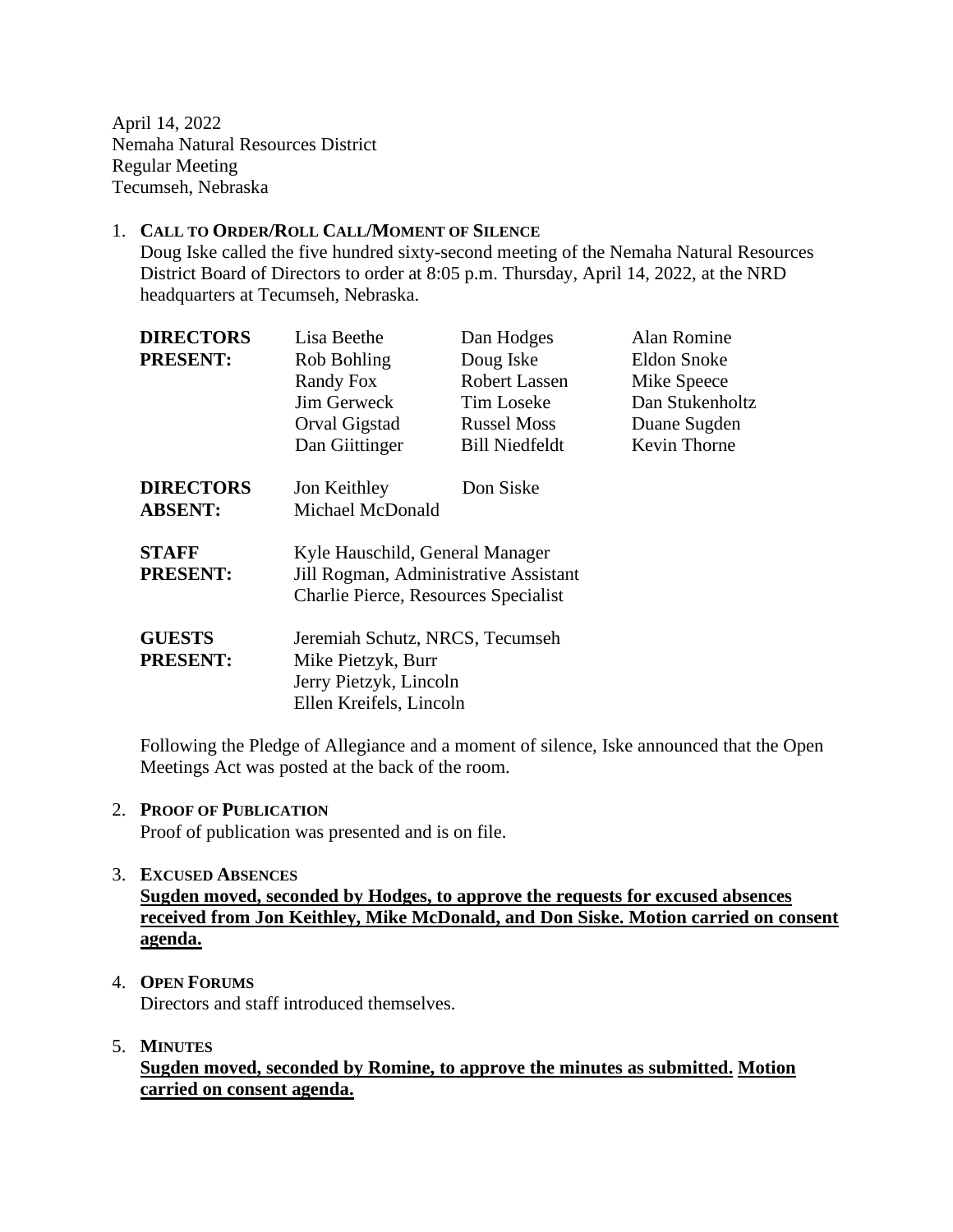April 14, 2022
Nemaha Natural Resources District
Regular Meeting
Tecumseh, Nebraska

1. **CALL TO ORDER/ROLL CALL/MOMENT OF SILENCE**

   Doug Iske called the five hundred sixty-second meeting of the Nemaha Natural Resources District Board of Directors to order at 8:05 p.m. Thursday, April 14, 2022, at the NRD headquarters at Tecumseh, Nebraska.

| | | | |
|---|---|---|---|
| **DIRECTORS PRESENT:** | Lisa Beethe | Dan Hodges | Alan Romine |
| | Rob Bohling | Doug Iske | Eldon Snoke |
| | Randy Fox | Robert Lassen | Mike Speece |
| | Jim Gerweck | Tim Loseke | Dan Stukenholtz |
| | Orval Gigstad | Russel Moss | Duane Sugden |
| | Dan Giittinger | Bill Niedfeldt | Kevin Thorne |
| **DIRECTORS ABSENT:** | Jon Keithley | Don Siske | |
| | Michael McDonald | | |
| **STAFF PRESENT:** | Kyle Hauschild, General Manager | | |
| | Jill Rogman, Administrative Assistant | | |
| | Charlie Pierce, Resources Specialist | | |
| **GUESTS PRESENT:** | Jeremiah Schutz, NRCS, Tecumseh | | |
| | Mike Pietzyk, Burr | | |
| | Jerry Pietzyk, Lincoln | | |
| | Ellen Kreifels, Lincoln | | |

   Following the Pledge of Allegiance and a moment of silence, Iske announced that the Open Meetings Act was posted at the back of the room.

2. **PROOF OF PUBLICATION**

   Proof of publication was presented and is on file.

3. **EXCUSED ABSENCES**

   **Sugden moved, seconded by Hodges, to approve the requests for excused absences received from Jon Keithley, Mike McDonald, and Don Siske. Motion carried on consent agenda.**

4. **OPEN FORUMS**

   Directors and staff introduced themselves.

5. **MINUTES**

   **Sugden moved, seconded by Romine, to approve the minutes as submitted. Motion carried on consent agenda.**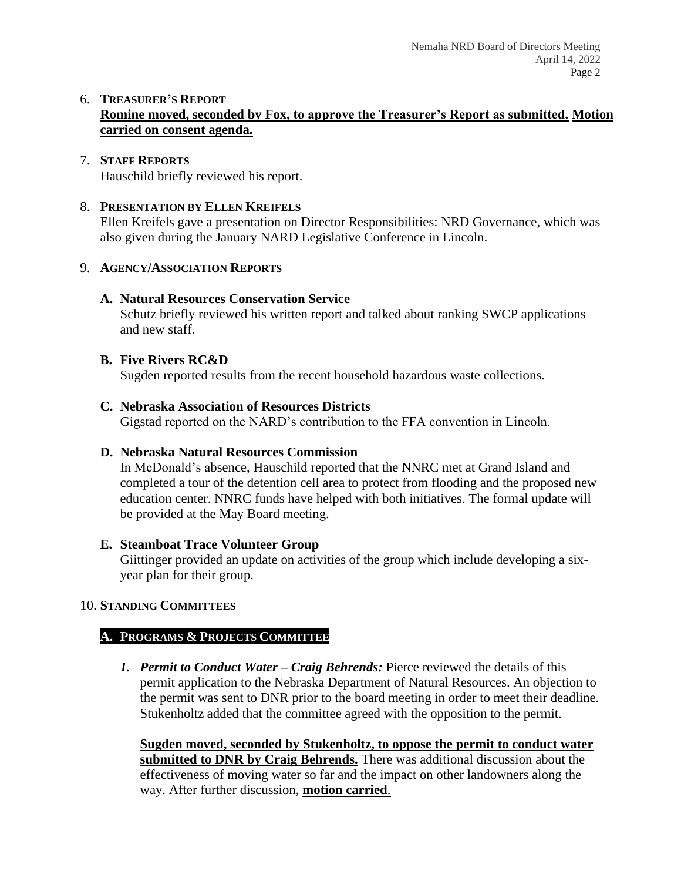6. **Treasurer's Report**
**Romine moved, seconded by Fox, to approve the Treasurer's Report as submitted. Motion carried on consent agenda.**

7. **Staff Reports**
Hauschild briefly reviewed his report.

8. **Presentation by Ellen Kreifels**
Ellen Kreifels gave a presentation on Director Responsibilities: NRD Governance, which was also given during the January NARD Legislative Conference in Lincoln.

9. **Agency/Association Reports**

**A. Natural Resources Conservation Service**
Schutz briefly reviewed his written report and talked about ranking SWCP applications and new staff.

**B. Five Rivers RC&D**
Sugden reported results from the recent household hazardous waste collections.

**C. Nebraska Association of Resources Districts**
Gigstad reported on the NARD's contribution to the FFA convention in Lincoln.

**D. Nebraska Natural Resources Commission**
In McDonald's absence, Hauschild reported that the NNRC met at Grand Island and completed a tour of the detention cell area to protect from flooding and the proposed new education center. NNRC funds have helped with both initiatives. The formal update will be provided at the May Board meeting.

**E. Steamboat Trace Volunteer Group**
Giittinger provided an update on activities of the group which include developing a six-year plan for their group.

10. **Standing Committees**

## A. Programs & Projects Committee

1. ***Permit to Conduct Water – Craig Behrends:*** Pierce reviewed the details of this permit application to the Nebraska Department of Natural Resources. An objection to the permit was sent to DNR prior to the board meeting in order to meet their deadline. Stukenholtz added that the committee agreed with the opposition to the permit.

   **Sugden moved, seconded by Stukenholtz, to oppose the permit to conduct water submitted to DNR by Craig Behrends.** There was additional discussion about the effectiveness of moving water so far and the impact on other landowners along the way. After further discussion, **motion carried**.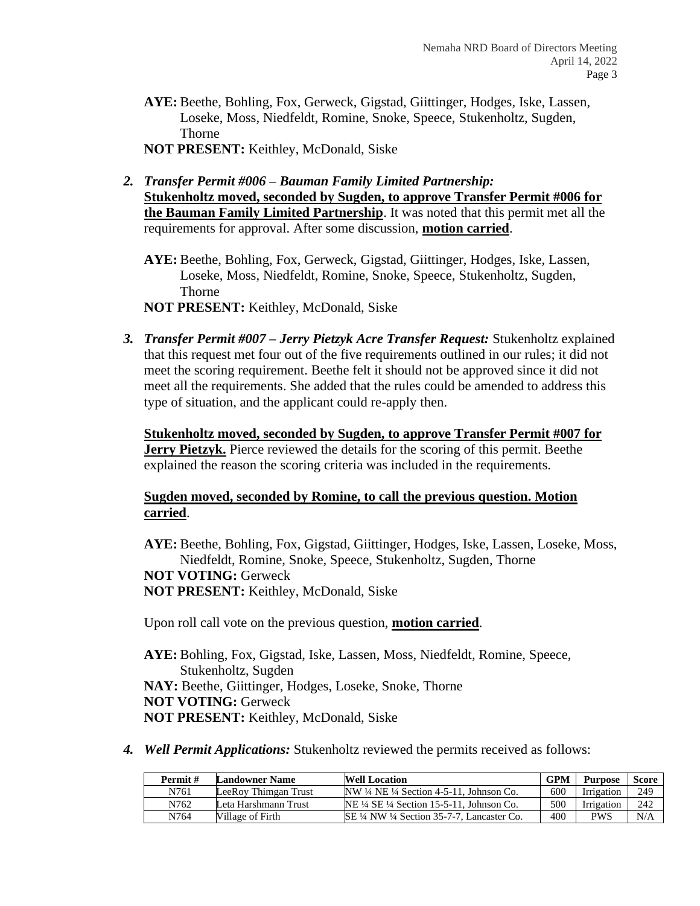**AYE:** Beethe, Bohling, Fox, Gerweck, Gigstad, Giittinger, Hodges, Iske, Lassen, Loseke, Moss, Niedfeldt, Romine, Snoke, Speece, Stukenholtz, Sugden, Thorne
**NOT PRESENT:** Keithley, McDonald, Siske

2. ***Transfer Permit #006 – Bauman Family Limited Partnership:***
**Stukenholtz moved, seconded by Sugden, to approve Transfer Permit #006 for the Bauman Family Limited Partnership**. It was noted that this permit met all the requirements for approval. After some discussion, **motion carried**.

   **AYE:** Beethe, Bohling, Fox, Gerweck, Gigstad, Giittinger, Hodges, Iske, Lassen, Loseke, Moss, Niedfeldt, Romine, Snoke, Speece, Stukenholtz, Sugden, Thorne
   **NOT PRESENT:** Keithley, McDonald, Siske

3. ***Transfer Permit #007 – Jerry Pietzyk Acre Transfer Request:*** Stukenholtz explained that this request met four out of the five requirements outlined in our rules; it did not meet the scoring requirement. Beethe felt it should not be approved since it did not meet all the requirements. She added that the rules could be amended to address this type of situation, and the applicant could re-apply then.

   **Stukenholtz moved, seconded by Sugden, to approve Transfer Permit #007 for Jerry Pietzyk.** Pierce reviewed the details for the scoring of this permit. Beethe explained the reason the scoring criteria was included in the requirements.

   **Sugden moved, seconded by Romine, to call the previous question. Motion carried**.

   **AYE:** Beethe, Bohling, Fox, Gigstad, Giittinger, Hodges, Iske, Lassen, Loseke, Moss, Niedfeldt, Romine, Snoke, Speece, Stukenholtz, Sugden, Thorne
   **NOT VOTING:** Gerweck
   **NOT PRESENT:** Keithley, McDonald, Siske

   Upon roll call vote on the previous question, **motion carried**.

   **AYE:** Bohling, Fox, Gigstad, Iske, Lassen, Moss, Niedfeldt, Romine, Speece, Stukenholtz, Sugden
   **NAY:** Beethe, Giittinger, Hodges, Loseke, Snoke, Thorne
   **NOT VOTING:** Gerweck
   **NOT PRESENT:** Keithley, McDonald, Siske

4. ***Well Permit Applications:*** Stukenholtz reviewed the permits received as follows:

| Permit # | Landowner Name | Well Location | GPM | Purpose | Score |
|---|---|---|---|---|---|
| N761 | LeeRoy Thimgan Trust | NW ¼ NE ¼ Section 4-5-11, Johnson Co. | 600 | Irrigation | 249 |
| N762 | Leta Harshmann Trust | NE ¼ SE ¼ Section 15-5-11, Johnson Co. | 500 | Irrigation | 242 |
| N764 | Village of Firth | SE ¼ NW ¼ Section 35-7-7, Lancaster Co. | 400 | PWS | N/A |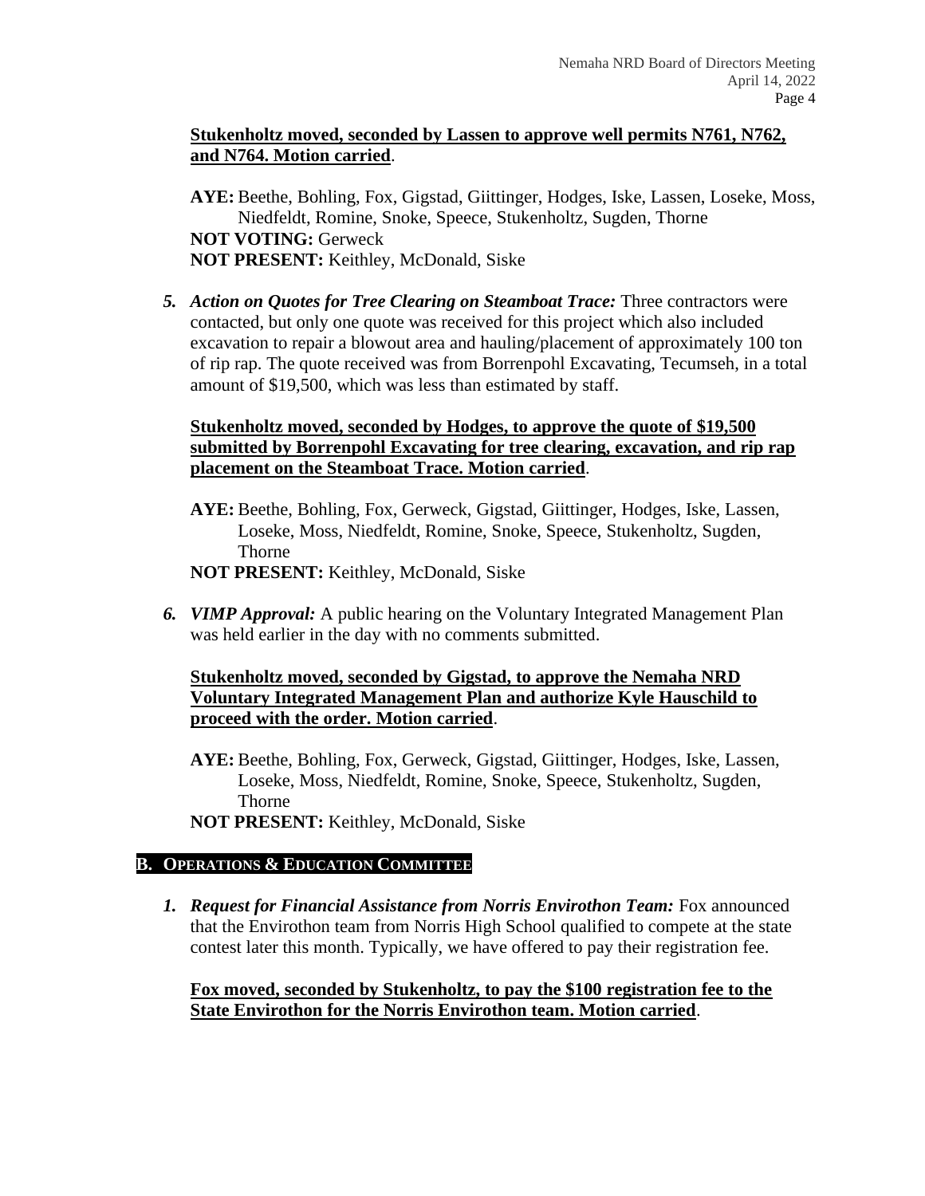**Stukenholtz moved, seconded by Lassen to approve well permits N761, N762, and N764. Motion carried**.

**AYE:** Beethe, Bohling, Fox, Gigstad, Giittinger, Hodges, Iske, Lassen, Loseke, Moss, Niedfeldt, Romine, Snoke, Speece, Stukenholtz, Sugden, Thorne
**NOT VOTING:** Gerweck
**NOT PRESENT:** Keithley, McDonald, Siske

5. ***Action on Quotes for Tree Clearing on Steamboat Trace:*** Three contractors were contacted, but only one quote was received for this project which also included excavation to repair a blowout area and hauling/placement of approximately 100 ton of rip rap. The quote received was from Borrenpohl Excavating, Tecumseh, in a total amount of $19,500, which was less than estimated by staff.

   **Stukenholtz moved, seconded by Hodges, to approve the quote of $19,500 submitted by Borrenpohl Excavating for tree clearing, excavation, and rip rap placement on the Steamboat Trace. Motion carried**.

   **AYE:** Beethe, Bohling, Fox, Gerweck, Gigstad, Giittinger, Hodges, Iske, Lassen, Loseke, Moss, Niedfeldt, Romine, Snoke, Speece, Stukenholtz, Sugden, Thorne
   **NOT PRESENT:** Keithley, McDonald, Siske

6. ***VIMP Approval:*** A public hearing on the Voluntary Integrated Management Plan was held earlier in the day with no comments submitted.

   **Stukenholtz moved, seconded by Gigstad, to approve the Nemaha NRD Voluntary Integrated Management Plan and authorize Kyle Hauschild to proceed with the order. Motion carried**.

   **AYE:** Beethe, Bohling, Fox, Gerweck, Gigstad, Giittinger, Hodges, Iske, Lassen, Loseke, Moss, Niedfeldt, Romine, Snoke, Speece, Stukenholtz, Sugden, Thorne
   **NOT PRESENT:** Keithley, McDonald, Siske

## B. OPERATIONS & EDUCATION COMMITTEE

1. ***Request for Financial Assistance from Norris Envirothon Team:*** Fox announced that the Envirothon team from Norris High School qualified to compete at the state contest later this month. Typically, we have offered to pay their registration fee.

   **Fox moved, seconded by Stukenholtz, to pay the $100 registration fee to the State Envirothon for the Norris Envirothon team. Motion carried**.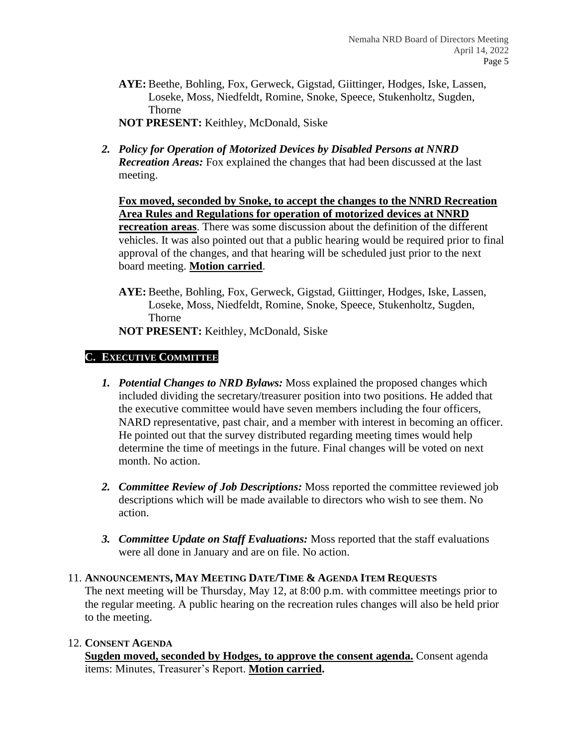**AYE:** Beethe, Bohling, Fox, Gerweck, Gigstad, Giittinger, Hodges, Iske, Lassen, Loseke, Moss, Niedfeldt, Romine, Snoke, Speece, Stukenholtz, Sugden, Thorne

**NOT PRESENT:** Keithley, McDonald, Siske

2. ***Policy for Operation of Motorized Devices by Disabled Persons at NNRD Recreation Areas:*** Fox explained the changes that had been discussed at the last meeting.

   **Fox moved, seconded by Snoke, to accept the changes to the NNRD Recreation Area Rules and Regulations for operation of motorized devices at NNRD recreation areas**. There was some discussion about the definition of the different vehicles. It was also pointed out that a public hearing would be required prior to final approval of the changes, and that hearing will be scheduled just prior to the next board meeting. **Motion carried**.

   **AYE:** Beethe, Bohling, Fox, Gerweck, Gigstad, Giittinger, Hodges, Iske, Lassen, Loseke, Moss, Niedfeldt, Romine, Snoke, Speece, Stukenholtz, Sugden, Thorne

   **NOT PRESENT:** Keithley, McDonald, Siske

### C. EXECUTIVE COMMITTEE

1. ***Potential Changes to NRD Bylaws:*** Moss explained the proposed changes which included dividing the secretary/treasurer position into two positions. He added that the executive committee would have seven members including the four officers, NARD representative, past chair, and a member with interest in becoming an officer. He pointed out that the survey distributed regarding meeting times would help determine the time of meetings in the future. Final changes will be voted on next month. No action.

2. ***Committee Review of Job Descriptions:*** Moss reported the committee reviewed job descriptions which will be made available to directors who wish to see them. No action.

3. ***Committee Update on Staff Evaluations:*** Moss reported that the staff evaluations were all done in January and are on file. No action.

## 11. ANNOUNCEMENTS, MAY MEETING DATE/TIME & AGENDA ITEM REQUESTS

The next meeting will be Thursday, May 12, at 8:00 p.m. with committee meetings prior to the regular meeting. A public hearing on the recreation rules changes will also be held prior to the meeting.

## 12. CONSENT AGENDA

**Sugden moved, seconded by Hodges, to approve the consent agenda.** Consent agenda items: Minutes, Treasurer's Report. **Motion carried.**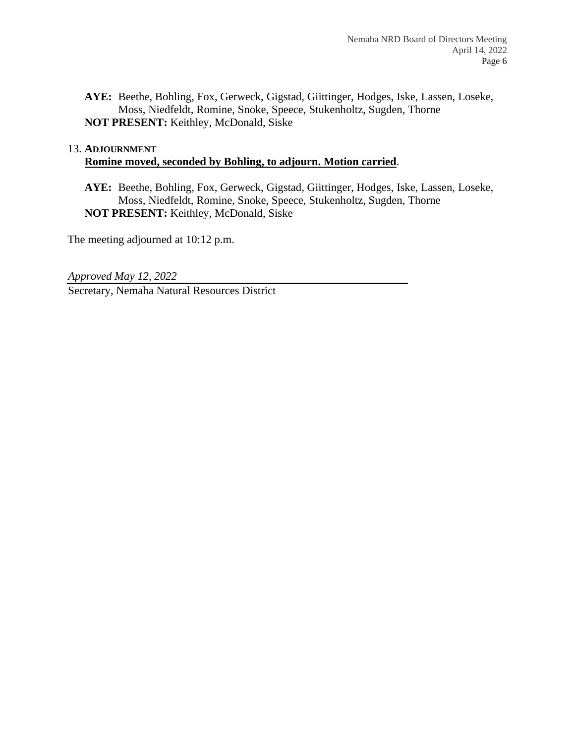**AYE:** Beethe, Bohling, Fox, Gerweck, Gigstad, Giittinger, Hodges, Iske, Lassen, Loseke, Moss, Niedfeldt, Romine, Snoke, Speece, Stukenholtz, Sugden, Thorne
**NOT PRESENT:** Keithley, McDonald, Siske

13. **ADJOURNMENT**
**Romine moved, seconded by Bohling, to adjourn. Motion carried**.

**AYE:** Beethe, Bohling, Fox, Gerweck, Gigstad, Giittinger, Hodges, Iske, Lassen, Loseke, Moss, Niedfeldt, Romine, Snoke, Speece, Stukenholtz, Sugden, Thorne
**NOT PRESENT:** Keithley, McDonald, Siske

The meeting adjourned at 10:12 p.m.

*Approved May 12, 2022*
Secretary, Nemaha Natural Resources District